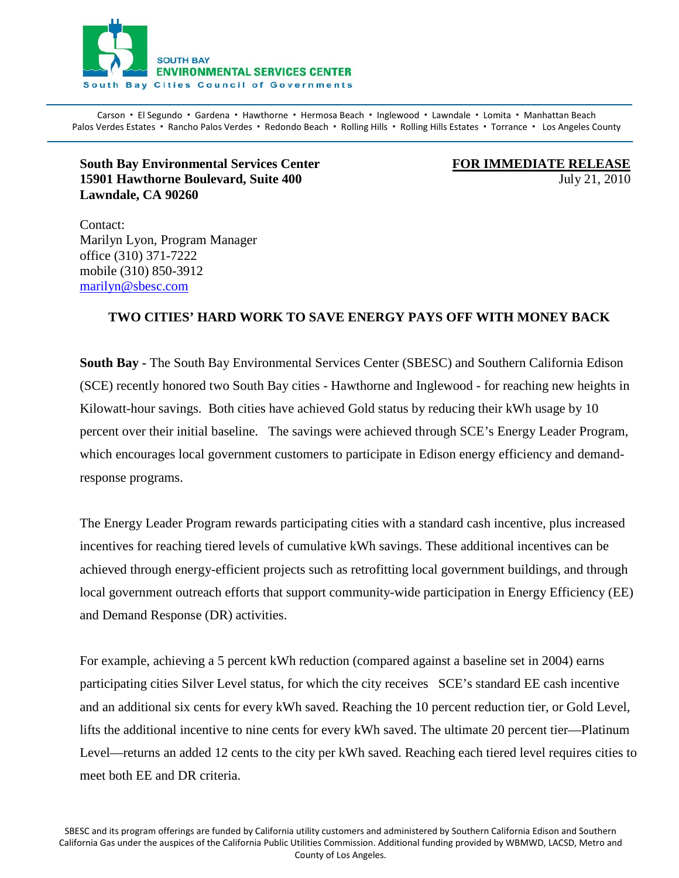SOUTH BAY
ENVIRONMENTAL SERVICES CENTER
South Bay Cities Council of Governments

Carson • El Segundo • Gardena • Hawthorne • Hermosa Beach • Inglewood • Lawndale • Lomita • Manhattan Beach
Palos Verdes Estates • Rancho Palos Verdes • Redondo Beach • Rolling Hills • Rolling Hills Estates • Torrance • Los Angeles County

**South Bay Environmental Services Center**
**15901 Hawthorne Boulevard, Suite 400**
**Lawndale, CA 90260**

**FOR IMMEDIATE RELEASE**
July 21, 2010

Contact:
Marilyn Lyon, Program Manager
office (310) 371-7222
mobile (310) 850-3912
marilyn@sbesc.com

## TWO CITIES' HARD WORK TO SAVE ENERGY PAYS OFF WITH MONEY BACK

**South Bay -** The South Bay Environmental Services Center (SBESC) and Southern California Edison (SCE) recently honored two South Bay cities - Hawthorne and Inglewood - for reaching new heights in Kilowatt-hour savings. Both cities have achieved Gold status by reducing their kWh usage by 10 percent over their initial baseline. The savings were achieved through SCE's Energy Leader Program, which encourages local government customers to participate in Edison energy efficiency and demand-response programs.

The Energy Leader Program rewards participating cities with a standard cash incentive, plus increased incentives for reaching tiered levels of cumulative kWh savings. These additional incentives can be achieved through energy-efficient projects such as retrofitting local government buildings, and through local government outreach efforts that support community-wide participation in Energy Efficiency (EE) and Demand Response (DR) activities.

For example, achieving a 5 percent kWh reduction (compared against a baseline set in 2004) earns participating cities Silver Level status, for which the city receives SCE's standard EE cash incentive and an additional six cents for every kWh saved. Reaching the 10 percent reduction tier, or Gold Level, lifts the additional incentive to nine cents for every kWh saved. The ultimate 20 percent tier—Platinum Level—returns an added 12 cents to the city per kWh saved. Reaching each tiered level requires cities to meet both EE and DR criteria.

SBESC and its program offerings are funded by California utility customers and administered by Southern California Edison and Southern California Gas under the auspices of the California Public Utilities Commission. Additional funding provided by WBMWD, LACSD, Metro and County of Los Angeles.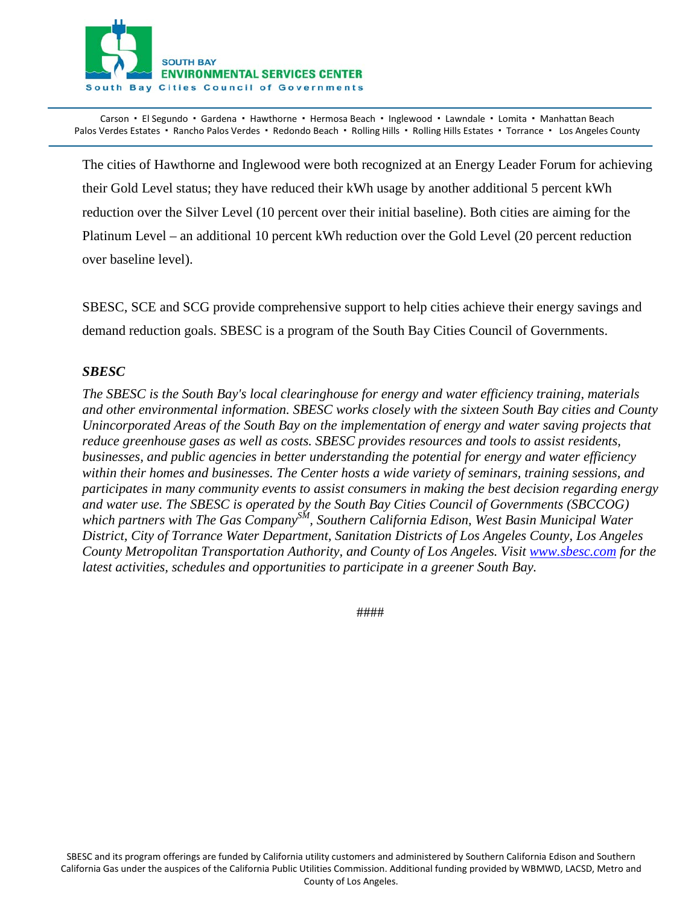The cities of Hawthorne and Inglewood were both recognized at an Energy Leader Forum for achieving their Gold Level status; they have reduced their kWh usage by another additional 5 percent kWh reduction over the Silver Level (10 percent over their initial baseline). Both cities are aiming for the Platinum Level – an additional 10 percent kWh reduction over the Gold Level (20 percent reduction over baseline level).

SBESC, SCE and SCG provide comprehensive support to help cities achieve their energy savings and demand reduction goals. SBESC is a program of the South Bay Cities Council of Governments.

***SBESC***

*The SBESC is the South Bay's local clearinghouse for energy and water efficiency training, materials and other environmental information. SBESC works closely with the sixteen South Bay cities and County Unincorporated Areas of the South Bay on the implementation of energy and water saving projects that reduce greenhouse gases as well as costs. SBESC provides resources and tools to assist residents, businesses, and public agencies in better understanding the potential for energy and water efficiency within their homes and businesses. The Center hosts a wide variety of seminars, training sessions, and participates in many community events to assist consumers in making the best decision regarding energy and water use. The SBESC is operated by the South Bay Cities Council of Governments (SBCCOG) which partners with The Gas Company℠, Southern California Edison, West Basin Municipal Water District, City of Torrance Water Department, Sanitation Districts of Los Angeles County, Los Angeles County Metropolitan Transportation Authority, and County of Los Angeles. Visit [www.sbesc.com](http://www.sbesc.com) for the latest activities, schedules and opportunities to participate in a greener South Bay.*

####

SBESC and its program offerings are funded by California utility customers and administered by Southern California Edison and Southern California Gas under the auspices of the California Public Utilities Commission. Additional funding provided by WBMWD, LACSD, Metro and County of Los Angeles.